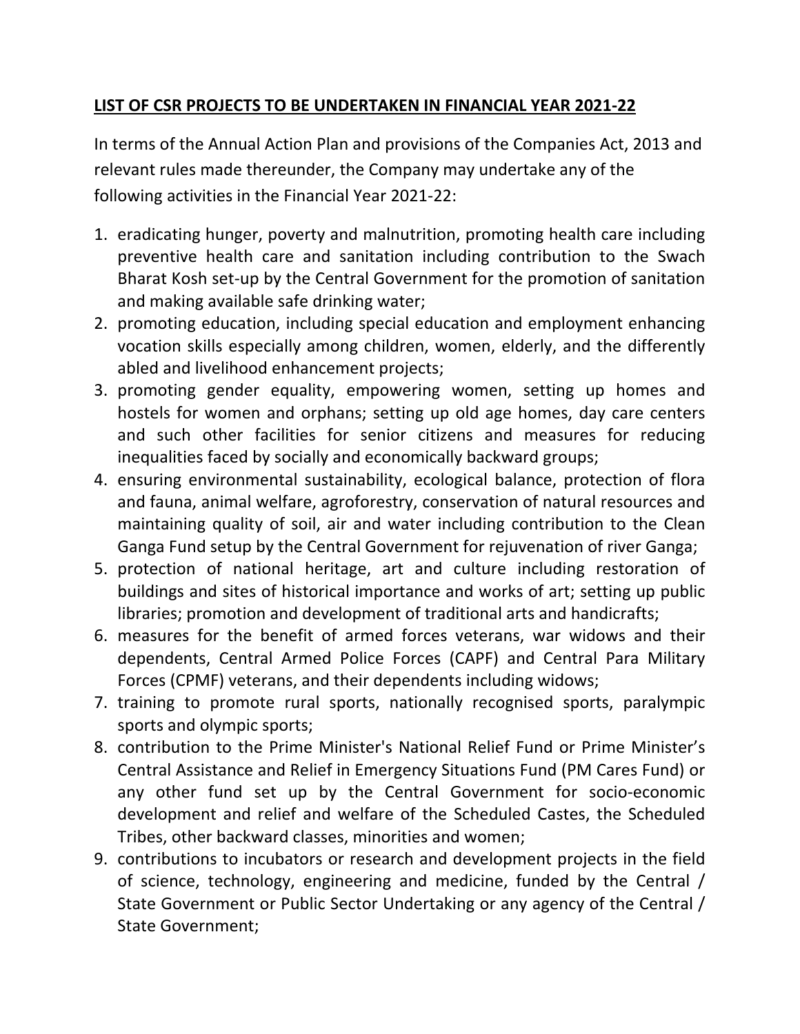**LIST OF CSR PROJECTS TO BE UNDERTAKEN IN FINANCIAL YEAR 2021-22**

In terms of the Annual Action Plan and provisions of the Companies Act, 2013 and relevant rules made thereunder, the Company may undertake any of the following activities in the Financial Year 2021-22:

1. eradicating hunger, poverty and malnutrition, promoting health care including preventive health care and sanitation including contribution to the Swach Bharat Kosh set-up by the Central Government for the promotion of sanitation and making available safe drinking water;
2. promoting education, including special education and employment enhancing vocation skills especially among children, women, elderly, and the differently abled and livelihood enhancement projects;
3. promoting gender equality, empowering women, setting up homes and hostels for women and orphans; setting up old age homes, day care centers and such other facilities for senior citizens and measures for reducing inequalities faced by socially and economically backward groups;
4. ensuring environmental sustainability, ecological balance, protection of flora and fauna, animal welfare, agroforestry, conservation of natural resources and maintaining quality of soil, air and water including contribution to the Clean Ganga Fund setup by the Central Government for rejuvenation of river Ganga;
5. protection of national heritage, art and culture including restoration of buildings and sites of historical importance and works of art; setting up public libraries; promotion and development of traditional arts and handicrafts;
6. measures for the benefit of armed forces veterans, war widows and their dependents, Central Armed Police Forces (CAPF) and Central Para Military Forces (CPMF) veterans, and their dependents including widows;
7. training to promote rural sports, nationally recognised sports, paralympic sports and olympic sports;
8. contribution to the Prime Minister's National Relief Fund or Prime Minister's Central Assistance and Relief in Emergency Situations Fund (PM Cares Fund) or any other fund set up by the Central Government for socio-economic development and relief and welfare of the Scheduled Castes, the Scheduled Tribes, other backward classes, minorities and women;
9. contributions to incubators or research and development projects in the field of science, technology, engineering and medicine, funded by the Central / State Government or Public Sector Undertaking or any agency of the Central / State Government;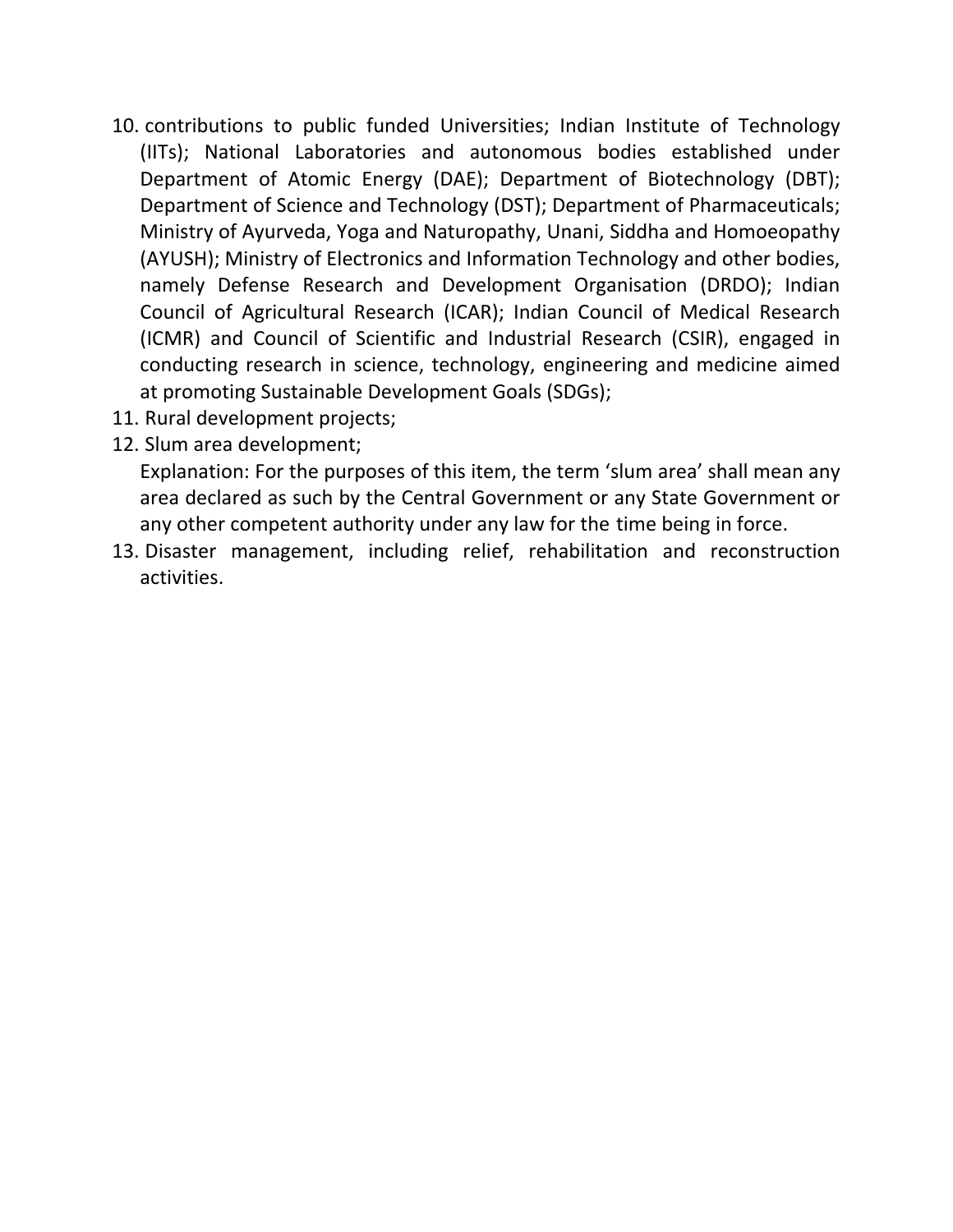10. contributions to public funded Universities; Indian Institute of Technology (IITs); National Laboratories and autonomous bodies established under Department of Atomic Energy (DAE); Department of Biotechnology (DBT); Department of Science and Technology (DST); Department of Pharmaceuticals; Ministry of Ayurveda, Yoga and Naturopathy, Unani, Siddha and Homoeopathy (AYUSH); Ministry of Electronics and Information Technology and other bodies, namely Defense Research and Development Organisation (DRDO); Indian Council of Agricultural Research (ICAR); Indian Council of Medical Research (ICMR) and Council of Scientific and Industrial Research (CSIR), engaged in conducting research in science, technology, engineering and medicine aimed at promoting Sustainable Development Goals (SDGs);
11. Rural development projects;
12. Slum area development;

    Explanation: For the purposes of this item, the term 'slum area' shall mean any area declared as such by the Central Government or any State Government or any other competent authority under any law for the time being in force.
13. Disaster management, including relief, rehabilitation and reconstruction activities.